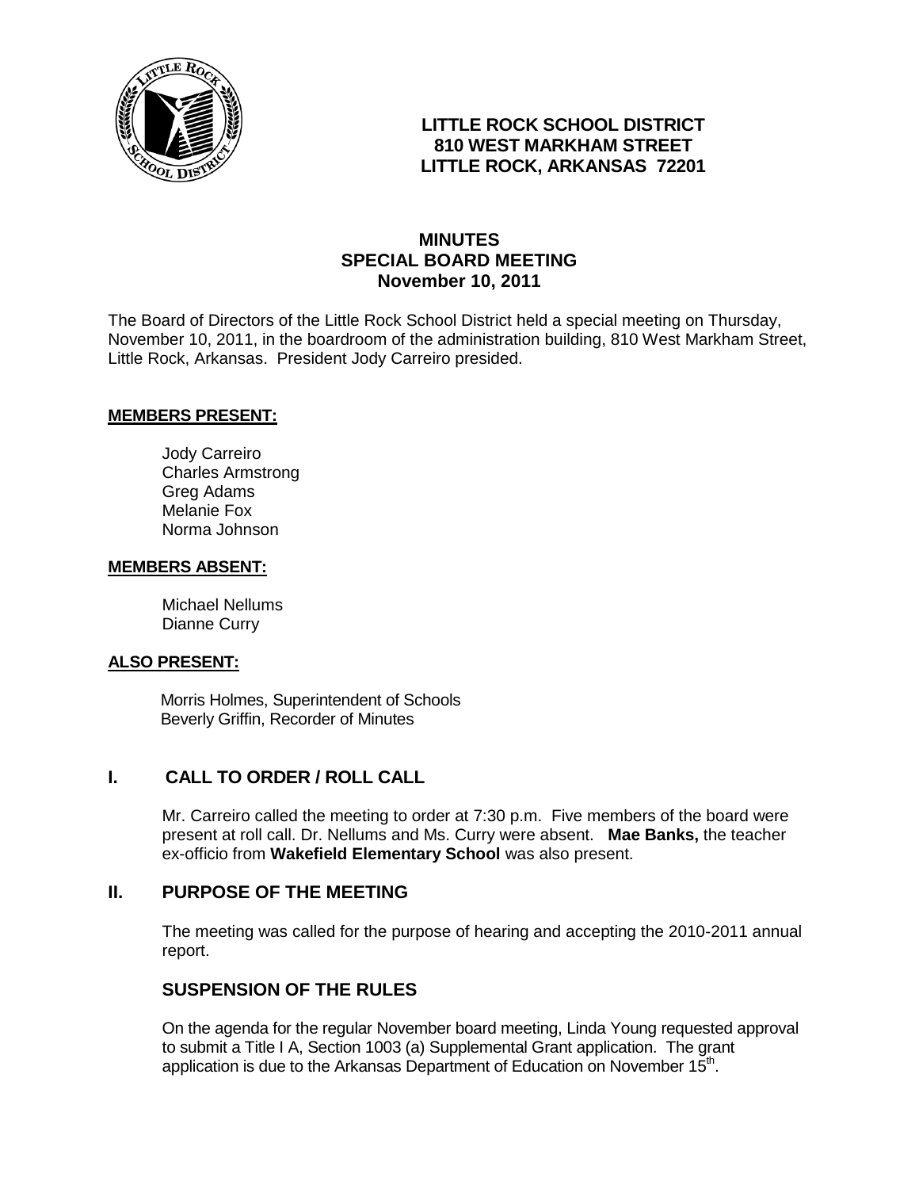**LITTLE ROCK SCHOOL DISTRICT**
**810 WEST MARKHAM STREET**
**LITTLE ROCK, ARKANSAS 72201**

# MINUTES
## SPECIAL BOARD MEETING
### November 10, 2011

The Board of Directors of the Little Rock School District held a special meeting on Thursday, November 10, 2011, in the boardroom of the administration building, 810 West Markham Street, Little Rock, Arkansas. President Jody Carreiro presided.

**MEMBERS PRESENT:**

Jody Carreiro
Charles Armstrong
Greg Adams
Melanie Fox
Norma Johnson

**MEMBERS ABSENT:**

Michael Nellums
Dianne Curry

**ALSO PRESENT:**

Morris Holmes, Superintendent of Schools
Beverly Griffin, Recorder of Minutes

## I. CALL TO ORDER / ROLL CALL

Mr. Carreiro called the meeting to order at 7:30 p.m. Five members of the board were present at roll call. Dr. Nellums and Ms. Curry were absent. **Mae Banks,** the teacher ex-officio from **Wakefield Elementary School** was also present.

## II. PURPOSE OF THE MEETING

The meeting was called for the purpose of hearing and accepting the 2010-2011 annual report.

## SUSPENSION OF THE RULES

On the agenda for the regular November board meeting, Linda Young requested approval to submit a Title I A, Section 1003 (a) Supplemental Grant application. The grant application is due to the Arkansas Department of Education on November 15th.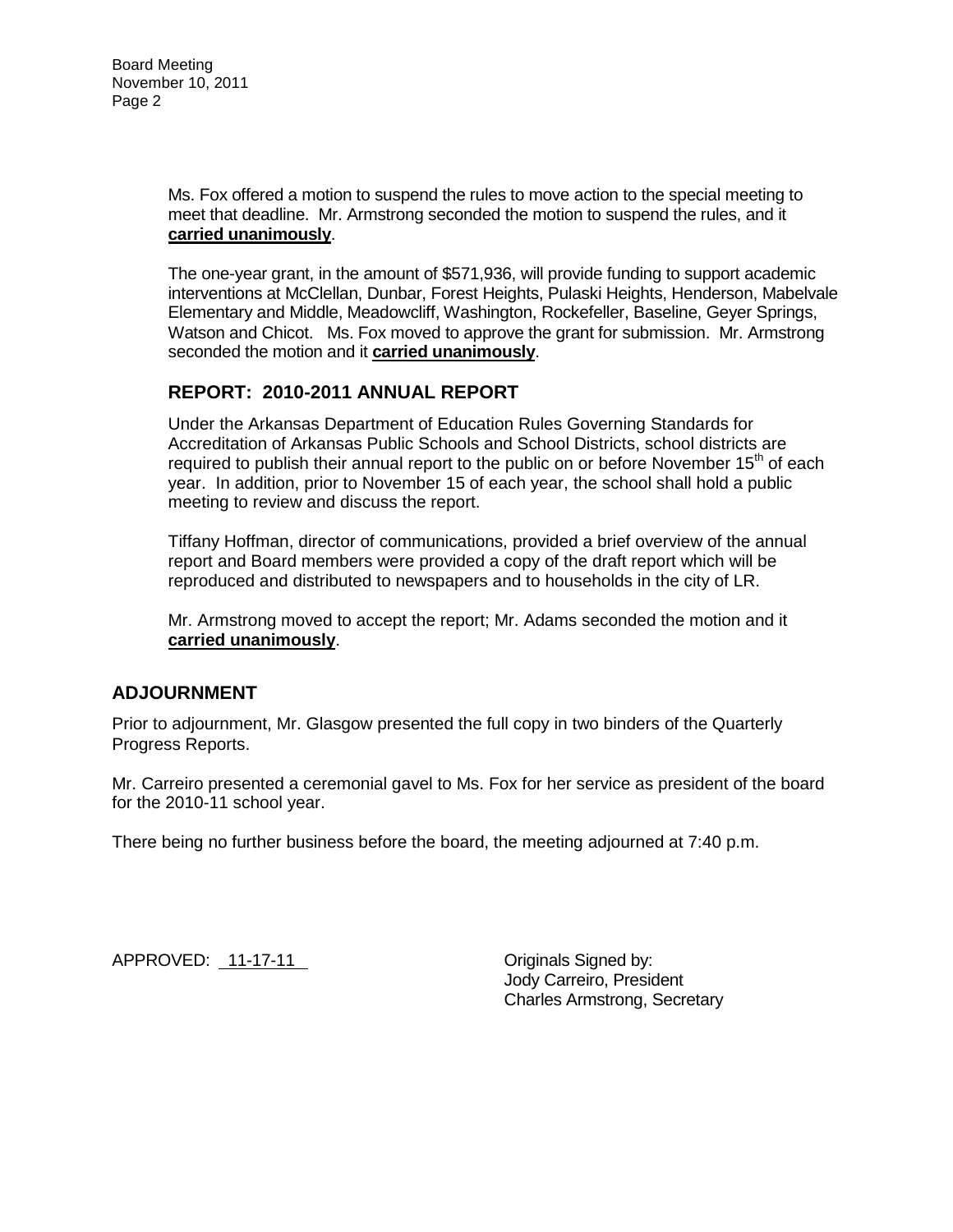Ms. Fox offered a motion to suspend the rules to move action to the special meeting to meet that deadline. Mr. Armstrong seconded the motion to suspend the rules, and it **carried unanimously**.

The one-year grant, in the amount of $571,936, will provide funding to support academic interventions at McClellan, Dunbar, Forest Heights, Pulaski Heights, Henderson, Mabelvale Elementary and Middle, Meadowcliff, Washington, Rockefeller, Baseline, Geyer Springs, Watson and Chicot. Ms. Fox moved to approve the grant for submission. Mr. Armstrong seconded the motion and it **carried unanimously**.

### REPORT: 2010-2011 ANNUAL REPORT

Under the Arkansas Department of Education Rules Governing Standards for Accreditation of Arkansas Public Schools and School Districts, school districts are required to publish their annual report to the public on or before November 15th of each year. In addition, prior to November 15 of each year, the school shall hold a public meeting to review and discuss the report.

Tiffany Hoffman, director of communications, provided a brief overview of the annual report and Board members were provided a copy of the draft report which will be reproduced and distributed to newspapers and to households in the city of LR.

Mr. Armstrong moved to accept the report; Mr. Adams seconded the motion and it **carried unanimously**.

## ADJOURNMENT

Prior to adjournment, Mr. Glasgow presented the full copy in two binders of the Quarterly Progress Reports.

Mr. Carreiro presented a ceremonial gavel to Ms. Fox for her service as president of the board for the 2010-11 school year.

There being no further business before the board, the meeting adjourned at 7:40 p.m.

APPROVED: 11-17-11

Originals Signed by:
Jody Carreiro, President
Charles Armstrong, Secretary